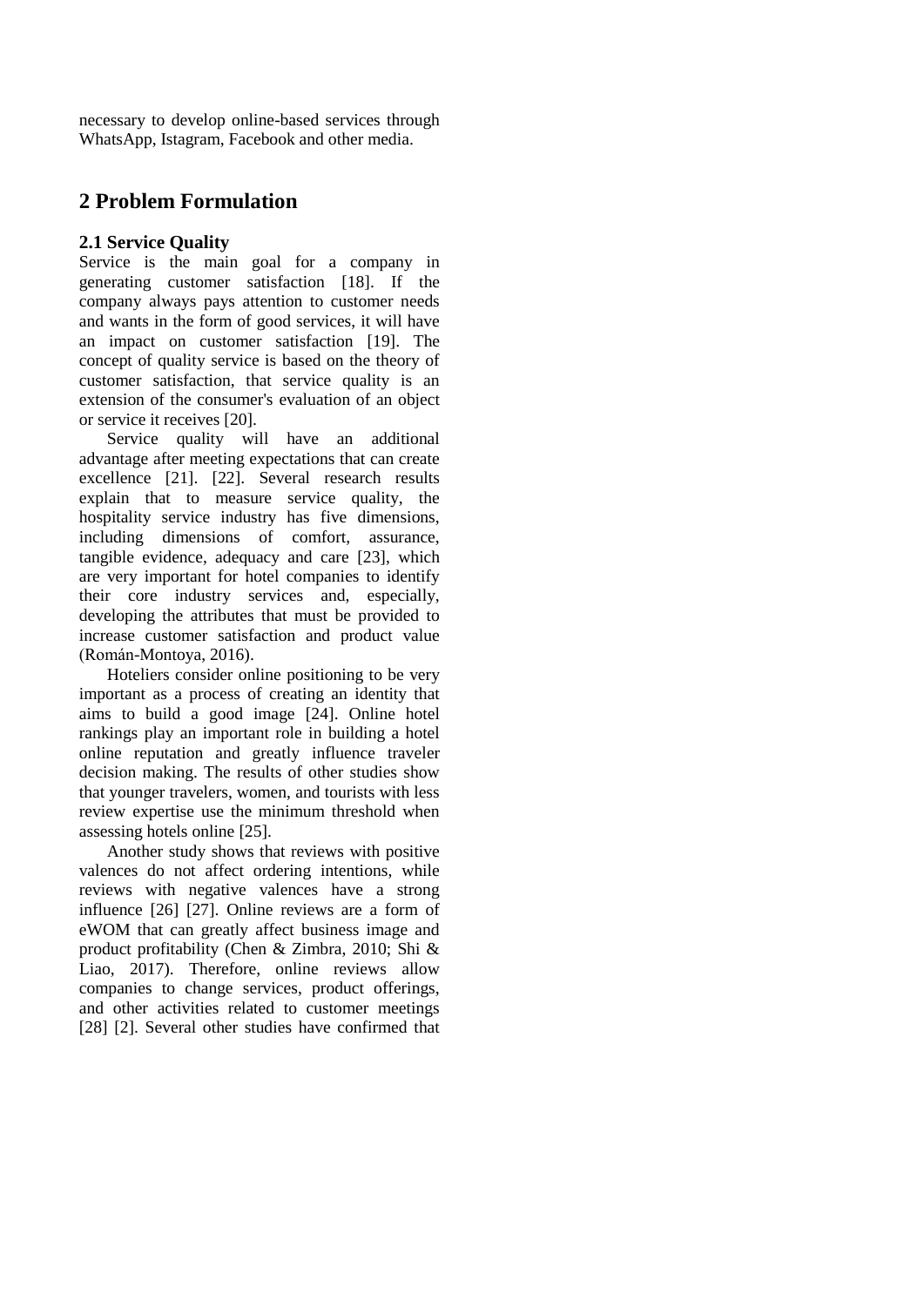necessary to develop online-based services through WhatsApp, Istagram, Facebook and other media.

## 2 Problem Formulation

### 2.1 Service Quality

Service is the main goal for a company in generating customer satisfaction [18]. If the company always pays attention to customer needs and wants in the form of good services, it will have an impact on customer satisfaction [19]. The concept of quality service is based on the theory of customer satisfaction, that service quality is an extension of the consumer's evaluation of an object or service it receives [20].

Service quality will have an additional advantage after meeting expectations that can create excellence [21]. [22]. Several research results explain that to measure service quality, the hospitality service industry has five dimensions, including dimensions of comfort, assurance, tangible evidence, adequacy and care [23], which are very important for hotel companies to identify their core industry services and, especially, developing the attributes that must be provided to increase customer satisfaction and product value (Román-Montoya, 2016).

Hoteliers consider online positioning to be very important as a process of creating an identity that aims to build a good image [24]. Online hotel rankings play an important role in building a hotel online reputation and greatly influence traveler decision making. The results of other studies show that younger travelers, women, and tourists with less review expertise use the minimum threshold when assessing hotels online [25].

Another study shows that reviews with positive valences do not affect ordering intentions, while reviews with negative valences have a strong influence [26] [27]. Online reviews are a form of eWOM that can greatly affect business image and product profitability (Chen & Zimbra, 2010; Shi & Liao, 2017). Therefore, online reviews allow companies to change services, product offerings, and other activities related to customer meetings [28] [2]. Several other studies have confirmed that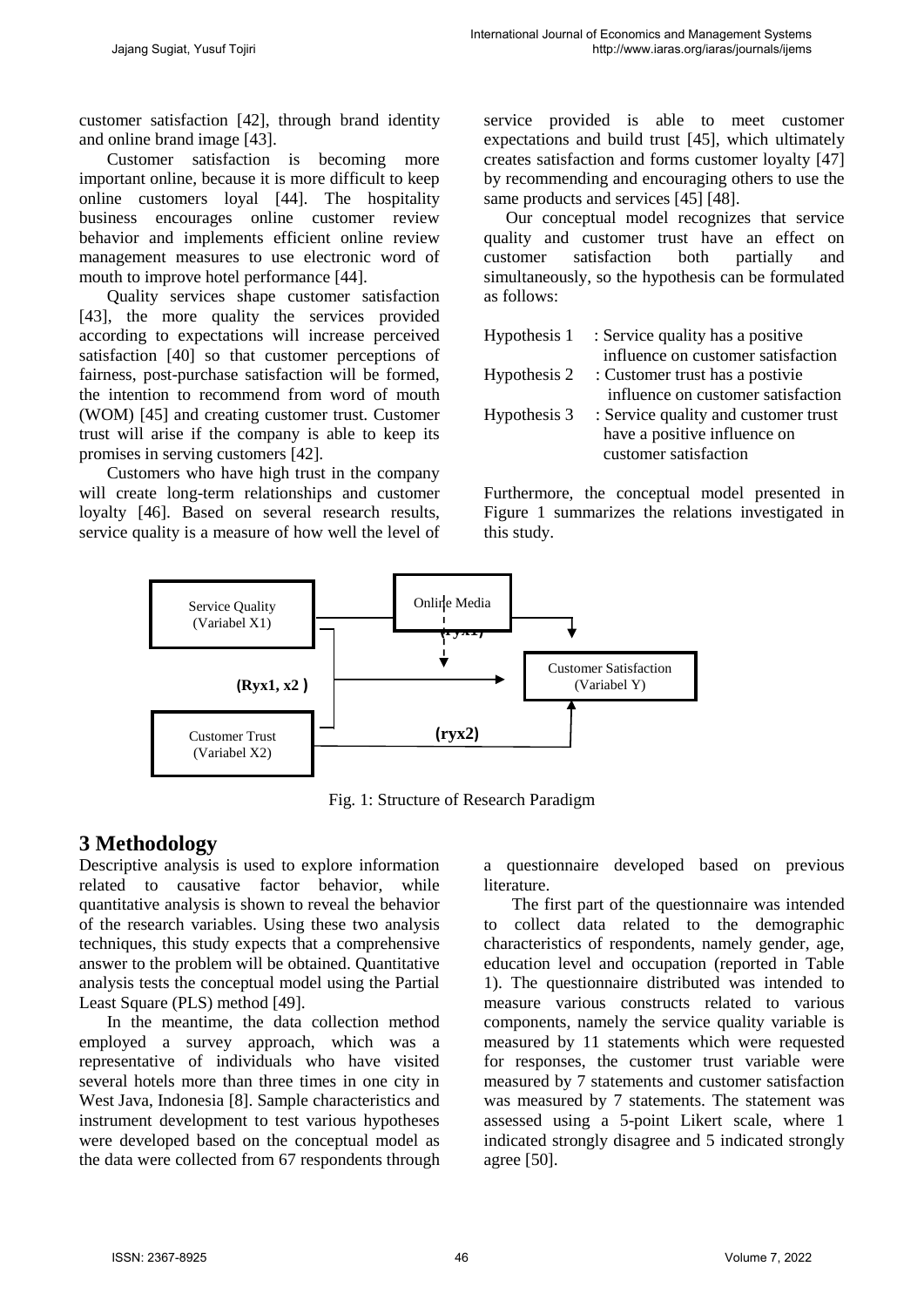customer satisfaction [42], through brand identity and online brand image [43].

Customer satisfaction is becoming more important online, because it is more difficult to keep online customers loyal [44]. The hospitality business encourages online customer review behavior and implements efficient online review management measures to use electronic word of mouth to improve hotel performance [44].

Quality services shape customer satisfaction [43], the more quality the services provided according to expectations will increase perceived satisfaction [40] so that customer perceptions of fairness, post-purchase satisfaction will be formed, the intention to recommend from word of mouth (WOM) [45] and creating customer trust. Customer trust will arise if the company is able to keep its promises in serving customers [42].

Customers who have high trust in the company will create long-term relationships and customer loyalty [46]. Based on several research results, service quality is a measure of how well the level of service provided is able to meet customer expectations and build trust [45], which ultimately creates satisfaction and forms customer loyalty [47] by recommending and encouraging others to use the same products and services [45] [48].

Our conceptual model recognizes that service quality and customer trust have an effect on customer satisfaction both partially and simultaneously, so the hypothesis can be formulated as follows:

Hypothesis 1 : Service quality has a positive influence on customer satisfaction

Hypothesis 2 : Customer trust has a postivie influence on customer satisfaction

Hypothesis 3 : Service quality and customer trust have a positive influence on customer satisfaction

Furthermore, the conceptual model presented in Figure 1 summarizes the relations investigated in this study.

Service Quality (Variabel X1) — Online Media — (ryx1) — Customer Satisfaction (Variabel Y) — (Ryx1, x2) — Customer Trust (Variabel X2) — (ryx2)

Fig. 1: Structure of Research Paradigm

# 3 Methodology

Descriptive analysis is used to explore information related to causative factor behavior, while quantitative analysis is shown to reveal the behavior of the research variables. Using these two analysis techniques, this study expects that a comprehensive answer to the problem will be obtained. Quantitative analysis tests the conceptual model using the Partial Least Square (PLS) method [49].

In the meantime, the data collection method employed a survey approach, which was a representative of individuals who have visited several hotels more than three times in one city in West Java, Indonesia [8]. Sample characteristics and instrument development to test various hypotheses were developed based on the conceptual model as the data were collected from 67 respondents through a questionnaire developed based on previous literature.

The first part of the questionnaire was intended to collect data related to the demographic characteristics of respondents, namely gender, age, education level and occupation (reported in Table 1). The questionnaire distributed was intended to measure various constructs related to various components, namely the service quality variable is measured by 11 statements which were requested for responses, the customer trust variable were measured by 7 statements and customer satisfaction was measured by 7 statements. The statement was assessed using a 5-point Likert scale, where 1 indicated strongly disagree and 5 indicated strongly agree [50].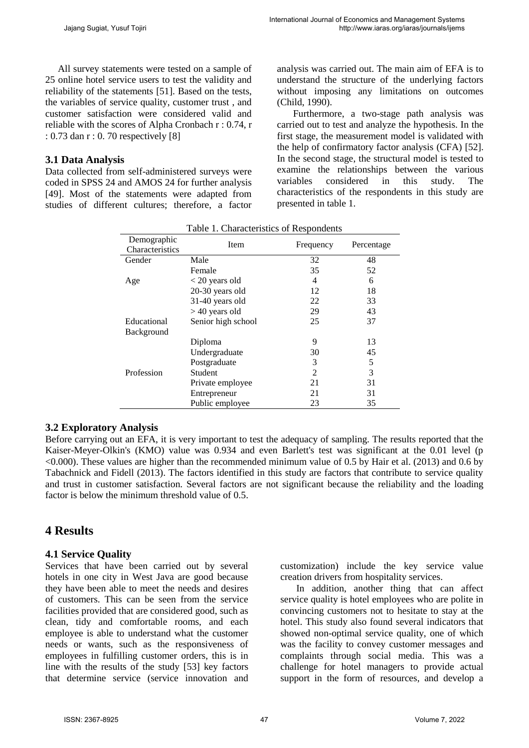All survey statements were tested on a sample of 25 online hotel service users to test the validity and reliability of the statements [51]. Based on the tests, the variables of service quality, customer trust , and customer satisfaction were considered valid and reliable with the scores of Alpha Cronbach r : 0.74, r : 0.73 dan r : 0. 70 respectively [8]

### 3.1 Data Analysis

Data collected from self-administered surveys were coded in SPSS 24 and AMOS 24 for further analysis [49]. Most of the statements were adapted from studies of different cultures; therefore, a factor analysis was carried out. The main aim of EFA is to understand the structure of the underlying factors without imposing any limitations on outcomes (Child, 1990).

Furthermore, a two-stage path analysis was carried out to test and analyze the hypothesis. In the first stage, the measurement model is validated with the help of confirmatory factor analysis (CFA) [52]. In the second stage, the structural model is tested to examine the relationships between the various variables considered in this study. The characteristics of the respondents in this study are presented in table 1.

Table 1. Characteristics of Respondents

| Demographic Characteristics | Item | Frequency | Percentage |
|---|---|---|---|
| Gender | Male | 32 | 48 |
| | Female | 35 | 52 |
| Age | < 20 years old | 4 | 6 |
| | 20-30 years old | 12 | 18 |
| | 31-40 years old | 22 | 33 |
| | > 40 years old | 29 | 43 |
| Educational Background | Senior high school | 25 | 37 |
| | Diploma | 9 | 13 |
| | Undergraduate | 30 | 45 |
| | Postgraduate | 3 | 5 |
| Profession | Student | 2 | 3 |
| | Private employee | 21 | 31 |
| | Entrepreneur | 21 | 31 |
| | Public employee | 23 | 35 |

### 3.2 Exploratory Analysis

Before carrying out an EFA, it is very important to test the adequacy of sampling. The results reported that the Kaiser-Meyer-Olkin's (KMO) value was 0.934 and even Barlett's test was significant at the 0.01 level ($p < 0.000$). These values are higher than the recommended minimum value of 0.5 by Hair et al. (2013) and 0.6 by Tabachnick and Fidell (2013). The factors identified in this study are factors that contribute to service quality and trust in customer satisfaction. Several factors are not significant because the reliability and the loading factor is below the minimum threshold value of 0.5.

## 4 Results

### 4.1 Service Quality

Services that have been carried out by several hotels in one city in West Java are good because they have been able to meet the needs and desires of customers. This can be seen from the service facilities provided that are considered good, such as clean, tidy and comfortable rooms, and each employee is able to understand what the customer needs or wants, such as the responsiveness of employees in fulfilling customer orders, this is in line with the results of the study [53] key factors that determine service (service innovation and customization) include the key service value creation drivers from hospitality services.

In addition, another thing that can affect service quality is hotel employees who are polite in convincing customers not to hesitate to stay at the hotel. This study also found several indicators that showed non-optimal service quality, one of which was the facility to convey customer messages and complaints through social media. This was a challenge for hotel managers to provide actual support in the form of resources, and develop a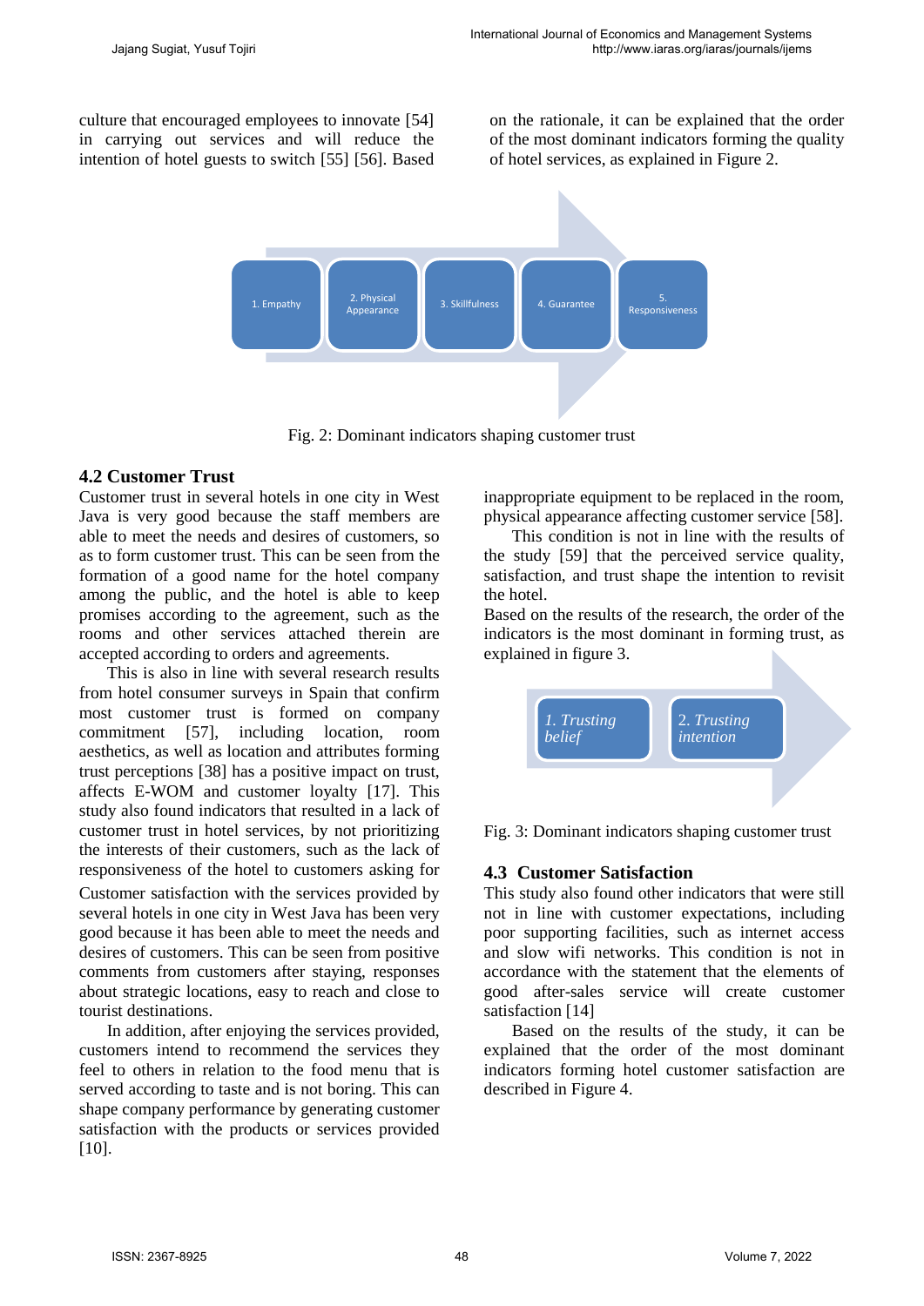culture that encouraged employees to innovate [54] in carrying out services and will reduce the intention of hotel guests to switch [55] [56]. Based on the rationale, it can be explained that the order of the most dominant indicators forming the quality of hotel services, as explained in Figure 2.

1. Empathy
2. Physical Appearance
3. Skillfulness
4. Guarantee
5. Responsiveness

Fig. 2: Dominant indicators shaping customer trust

### 4.2 Customer Trust

Customer trust in several hotels in one city in West Java is very good because the staff members are able to meet the needs and desires of customers, so as to form customer trust. This can be seen from the formation of a good name for the hotel company among the public, and the hotel is able to keep promises according to the agreement, such as the rooms and other services attached therein are accepted according to orders and agreements.

This is also in line with several research results from hotel consumer surveys in Spain that confirm most customer trust is formed on company commitment [57], including location, room aesthetics, as well as location and attributes forming trust perceptions [38] has a positive impact on trust, affects E-WOM and customer loyalty [17]. This study also found indicators that resulted in a lack of customer trust in hotel services, by not prioritizing the interests of their customers, such as the lack of responsiveness of the hotel to customers asking for inappropriate equipment to be replaced in the room, physical appearance affecting customer service [58].

This condition is not in line with the results of the study [59] that the perceived service quality, satisfaction, and trust shape the intention to revisit the hotel.

Based on the results of the research, the order of the indicators is the most dominant in forming trust, as explained in figure 3.

*1. Trusting belief*
*2. Trusting intention*

Fig. 3: Dominant indicators shaping customer trust

### 4.3 Customer Satisfaction

Customer satisfaction with the services provided by several hotels in one city in West Java has been very good because it has been able to meet the needs and desires of customers. This can be seen from positive comments from customers after staying, responses about strategic locations, easy to reach and close to tourist destinations.

In addition, after enjoying the services provided, customers intend to recommend the services they feel to others in relation to the food menu that is served according to taste and is not boring. This can shape company performance by generating customer satisfaction with the products or services provided [10].

This study also found other indicators that were still not in line with customer expectations, including poor supporting facilities, such as internet access and slow wifi networks. This condition is not in accordance with the statement that the elements of good after-sales service will create customer satisfaction [14]

Based on the results of the study, it can be explained that the order of the most dominant indicators forming hotel customer satisfaction are described in Figure 4.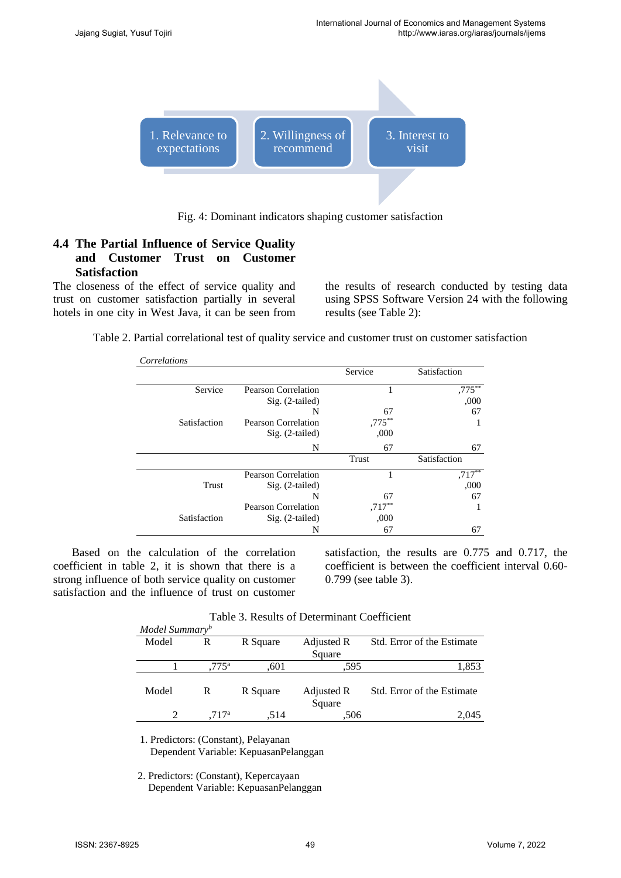1. Relevance to expectations

2. Willingness of recommend

3. Interest to visit

Fig. 4: Dominant indicators shaping customer satisfaction

### 4.4 The Partial Influence of Service Quality and Customer Trust on Customer Satisfaction

The closeness of the effect of service quality and trust on customer satisfaction partially in several hotels in one city in West Java, it can be seen from the results of research conducted by testing data using SPSS Software Version 24 with the following results (see Table 2):

Table 2. Partial correlational test of quality service and customer trust on customer satisfaction

*Correlations*

| | | Service | Satisfaction |
|---|---|---|---|
| Service | Pearson Correlation | 1 | ,775** |
| | Sig. (2-tailed) | | ,000 |
| | N | 67 | 67 |
| Satisfaction | Pearson Correlation | ,775** | 1 |
| | Sig. (2-tailed) | ,000 | |
| | N | 67 | 67 |
| | | Trust | Satisfaction |
| Trust | Pearson Correlation | 1 | ,717** |
| | Sig. (2-tailed) | | ,000 |
| | N | 67 | 67 |
| Satisfaction | Pearson Correlation | ,717** | 1 |
| | Sig. (2-tailed) | ,000 | |
| | N | 67 | 67 |

Based on the calculation of the correlation coefficient in table 2, it is shown that there is a strong influence of both service quality on customer satisfaction and the influence of trust on customer satisfaction, the results are 0.775 and 0.717, the coefficient is between the coefficient interval 0.60-0.799 (see table 3).

Table 3. Results of Determinant Coefficient

*Model Summary*[b]

| Model | R | R Square | Adjusted R Square | Std. Error of the Estimate |
|---|---|---|---|---|
| 1 | ,775[a] | ,601 | ,595 | 1,853 |
| Model | R | R Square | Adjusted R Square | Std. Error of the Estimate |
| 2 | ,717[a] | ,514 | ,506 | 2,045 |

1. Predictors: (Constant), Pelayanan
   Dependent Variable: KepuasanPelanggan

2. Predictors: (Constant), Kepercayaan
   Dependent Variable: KepuasanPelanggan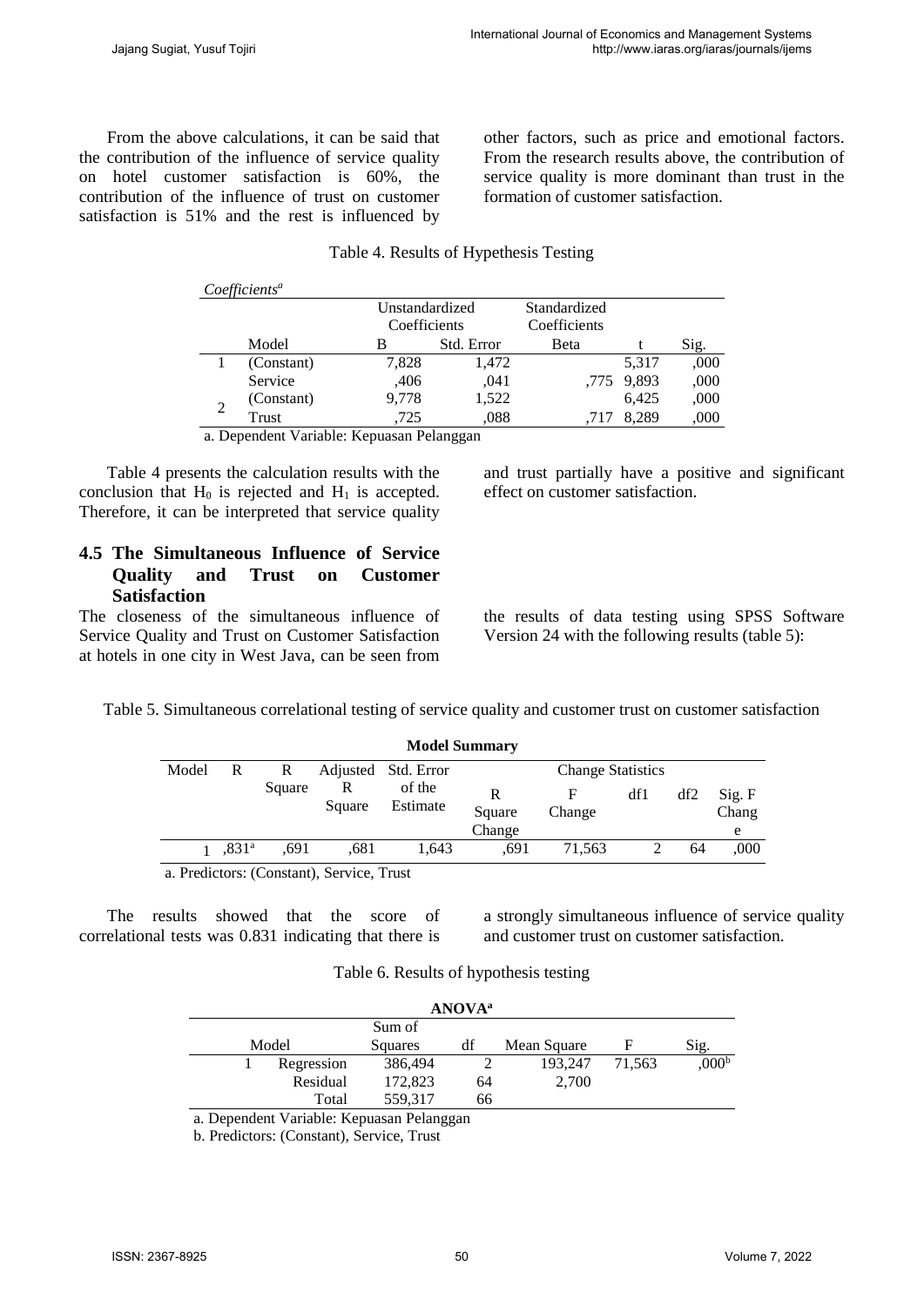From the above calculations, it can be said that the contribution of the influence of service quality on hotel customer satisfaction is 60%, the contribution of the influence of trust on customer satisfaction is 51% and the rest is influenced by other factors, such as price and emotional factors. From the research results above, the contribution of service quality is more dominant than trust in the formation of customer satisfaction.

Table 4. Results of Hypothesis Testing

*Coefficients*[a]

| | Model | Unstandardized Coefficients | | Standardized Coefficients | t | Sig. |
|---|---|---|---|---|---|---|
| | | B | Std. Error | Beta | | |
| 1 | (Constant) | 7,828 | 1,472 | | 5,317 | ,000 |
| | Service | ,406 | ,041 | ,775 | 9,893 | ,000 |
| 2 | (Constant) | 9,778 | 1,522 | | 6,425 | ,000 |
| | Trust | ,725 | ,088 | ,717 | 8,289 | ,000 |

a. Dependent Variable: Kepuasan Pelanggan

Table 4 presents the calculation results with the conclusion that $H_0$ is rejected and $H_1$ is accepted. Therefore, it can be interpreted that service quality and trust partially have a positive and significant effect on customer satisfaction.

### 4.5 The Simultaneous Influence of Service Quality and Trust on Customer Satisfaction

The closeness of the simultaneous influence of Service Quality and Trust on Customer Satisfaction at hotels in one city in West Java, can be seen from the results of data testing using SPSS Software Version 24 with the following results (table 5):

Table 5. Simultaneous correlational testing of service quality and customer trust on customer satisfaction

**Model Summary**

| Model | R | R Square | Adjusted R Square | Std. Error of the Estimate | Change Statistics | | | | |
|---|---|---|---|---|---|---|---|---|---|
| | | | | | R Square Change | F Change | df1 | df2 | Sig. F Change |
| 1 | ,831[a] | ,691 | ,681 | 1,643 | ,691 | 71,563 | 2 | 64 | ,000 |

a. Predictors: (Constant), Service, Trust

The results showed that the score of correlational tests was 0.831 indicating that there is a strongly simultaneous influence of service quality and customer trust on customer satisfaction.

Table 6. Results of hypothesis testing

**ANOVA**[a]

| Model | | Sum of Squares | df | Mean Square | F | Sig. |
|---|---|---|---|---|---|---|
| 1 | Regression | 386,494 | 2 | 193,247 | 71,563 | ,000[b] |
| | Residual | 172,823 | 64 | 2,700 | | |
| | Total | 559,317 | 66 | | | |

a. Dependent Variable: Kepuasan Pelanggan

b. Predictors: (Constant), Service, Trust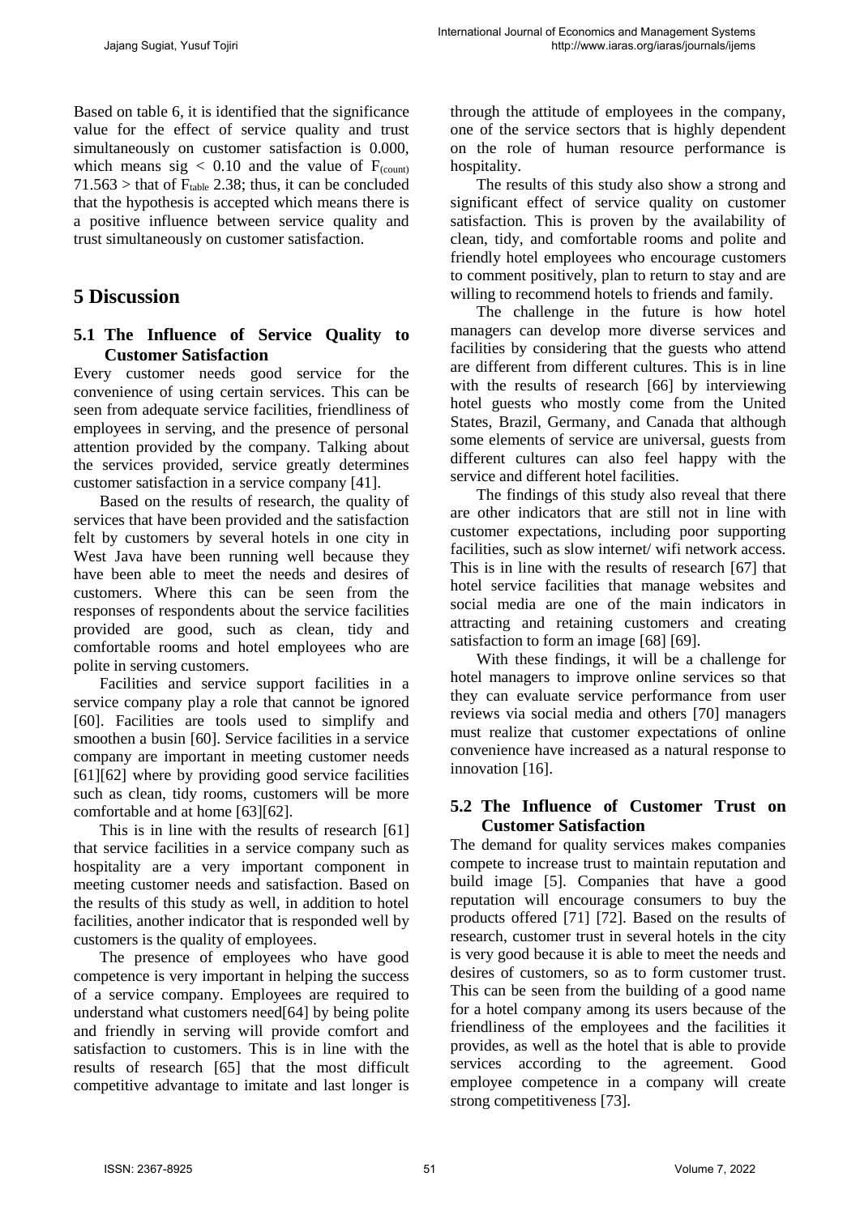Based on table 6, it is identified that the significance value for the effect of service quality and trust simultaneously on customer satisfaction is 0.000, which means $sig < 0.10$ and the value of $F_{(count)}$ $71.563 >$ that of $F_{table}$ 2.38; thus, it can be concluded that the hypothesis is accepted which means there is a positive influence between service quality and trust simultaneously on customer satisfaction.

# 5 Discussion

## 5.1 The Influence of Service Quality to Customer Satisfaction

Every customer needs good service for the convenience of using certain services. This can be seen from adequate service facilities, friendliness of employees in serving, and the presence of personal attention provided by the company. Talking about the services provided, service greatly determines customer satisfaction in a service company [41].

Based on the results of research, the quality of services that have been provided and the satisfaction felt by customers by several hotels in one city in West Java have been running well because they have been able to meet the needs and desires of customers. Where this can be seen from the responses of respondents about the service facilities provided are good, such as clean, tidy and comfortable rooms and hotel employees who are polite in serving customers.

Facilities and service support facilities in a service company play a role that cannot be ignored [60]. Facilities are tools used to simplify and smoothen a busin [60]. Service facilities in a service company are important in meeting customer needs [61][62] where by providing good service facilities such as clean, tidy rooms, customers will be more comfortable and at home [63][62].

This is in line with the results of research [61] that service facilities in a service company such as hospitality are a very important component in meeting customer needs and satisfaction. Based on the results of this study as well, in addition to hotel facilities, another indicator that is responded well by customers is the quality of employees.

The presence of employees who have good competence is very important in helping the success of a service company. Employees are required to understand what customers need[64] by being polite and friendly in serving will provide comfort and satisfaction to customers. This is in line with the results of research [65] that the most difficult competitive advantage to imitate and last longer is through the attitude of employees in the company, one of the service sectors that is highly dependent on the role of human resource performance is hospitality.

The results of this study also show a strong and significant effect of service quality on customer satisfaction. This is proven by the availability of clean, tidy, and comfortable rooms and polite and friendly hotel employees who encourage customers to comment positively, plan to return to stay and are willing to recommend hotels to friends and family.

The challenge in the future is how hotel managers can develop more diverse services and facilities by considering that the guests who attend are different from different cultures. This is in line with the results of research [66] by interviewing hotel guests who mostly come from the United States, Brazil, Germany, and Canada that although some elements of service are universal, guests from different cultures can also feel happy with the service and different hotel facilities.

The findings of this study also reveal that there are other indicators that are still not in line with customer expectations, including poor supporting facilities, such as slow internet/ wifi network access. This is in line with the results of research [67] that hotel service facilities that manage websites and social media are one of the main indicators in attracting and retaining customers and creating satisfaction to form an image [68] [69].

With these findings, it will be a challenge for hotel managers to improve online services so that they can evaluate service performance from user reviews via social media and others [70] managers must realize that customer expectations of online convenience have increased as a natural response to innovation [16].

## 5.2 The Influence of Customer Trust on Customer Satisfaction

The demand for quality services makes companies compete to increase trust to maintain reputation and build image [5]. Companies that have a good reputation will encourage consumers to buy the products offered [71] [72]. Based on the results of research, customer trust in several hotels in the city is very good because it is able to meet the needs and desires of customers, so as to form customer trust. This can be seen from the building of a good name for a hotel company among its users because of the friendliness of the employees and the facilities it provides, as well as the hotel that is able to provide services according to the agreement. Good employee competence in a company will create strong competitiveness [73].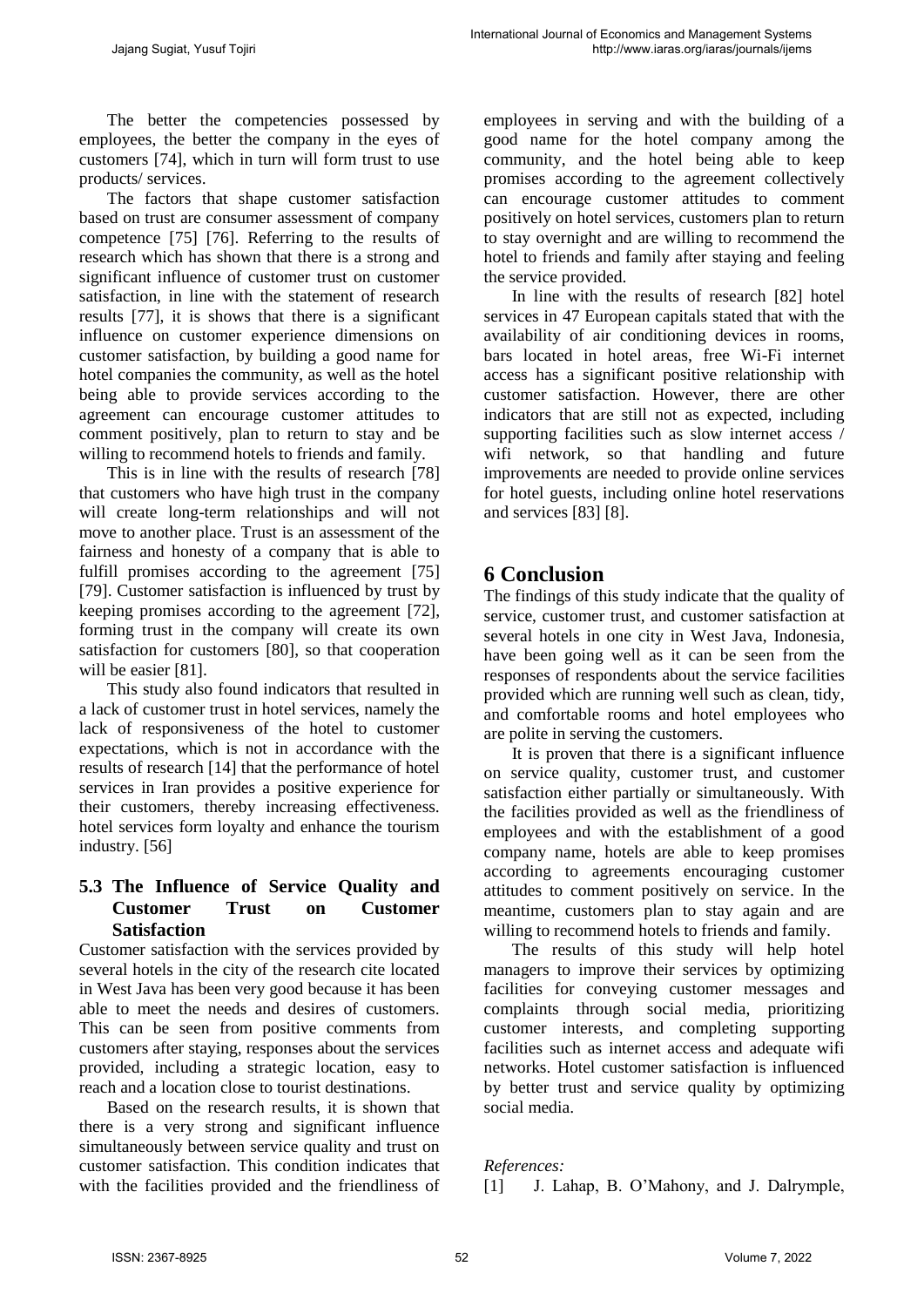The better the competencies possessed by employees, the better the company in the eyes of customers [74], which in turn will form trust to use products/ services.

The factors that shape customer satisfaction based on trust are consumer assessment of company competence [75] [76]. Referring to the results of research which has shown that there is a strong and significant influence of customer trust on customer satisfaction, in line with the statement of research results [77], it is shows that there is a significant influence on customer experience dimensions on customer satisfaction, by building a good name for hotel companies the community, as well as the hotel being able to provide services according to the agreement can encourage customer attitudes to comment positively, plan to return to stay and be willing to recommend hotels to friends and family.

This is in line with the results of research [78] that customers who have high trust in the company will create long-term relationships and will not move to another place. Trust is an assessment of the fairness and honesty of a company that is able to fulfill promises according to the agreement [75] [79]. Customer satisfaction is influenced by trust by keeping promises according to the agreement [72], forming trust in the company will create its own satisfaction for customers [80], so that cooperation will be easier [81].

This study also found indicators that resulted in a lack of customer trust in hotel services, namely the lack of responsiveness of the hotel to customer expectations, which is not in accordance with the results of research [14] that the performance of hotel services in Iran provides a positive experience for their customers, thereby increasing effectiveness. hotel services form loyalty and enhance the tourism industry. [56]

### 5.3 The Influence of Service Quality and Customer Trust on Customer Satisfaction

Customer satisfaction with the services provided by several hotels in the city of the research cite located in West Java has been very good because it has been able to meet the needs and desires of customers. This can be seen from positive comments from customers after staying, responses about the services provided, including a strategic location, easy to reach and a location close to tourist destinations.

Based on the research results, it is shown that there is a very strong and significant influence simultaneously between service quality and trust on customer satisfaction. This condition indicates that with the facilities provided and the friendliness of employees in serving and with the building of a good name for the hotel company among the community, and the hotel being able to keep promises according to the agreement collectively can encourage customer attitudes to comment positively on hotel services, customers plan to return to stay overnight and are willing to recommend the hotel to friends and family after staying and feeling the service provided.

In line with the results of research [82] hotel services in 47 European capitals stated that with the availability of air conditioning devices in rooms, bars located in hotel areas, free Wi-Fi internet access has a significant positive relationship with customer satisfaction. However, there are other indicators that are still not as expected, including supporting facilities such as slow internet access / wifi network, so that handling and future improvements are needed to provide online services for hotel guests, including online hotel reservations and services [83] [8].

## 6 Conclusion

The findings of this study indicate that the quality of service, customer trust, and customer satisfaction at several hotels in one city in West Java, Indonesia, have been going well as it can be seen from the responses of respondents about the service facilities provided which are running well such as clean, tidy, and comfortable rooms and hotel employees who are polite in serving the customers.

It is proven that there is a significant influence on service quality, customer trust, and customer satisfaction either partially or simultaneously. With the facilities provided as well as the friendliness of employees and with the establishment of a good company name, hotels are able to keep promises according to agreements encouraging customer attitudes to comment positively on service. In the meantime, customers plan to stay again and are willing to recommend hotels to friends and family.

The results of this study will help hotel managers to improve their services by optimizing facilities for conveying customer messages and complaints through social media, prioritizing customer interests, and completing supporting facilities such as internet access and adequate wifi networks. Hotel customer satisfaction is influenced by better trust and service quality by optimizing social media.

*References:*

[1] J. Lahap, B. O'Mahony, and J. Dalrymple,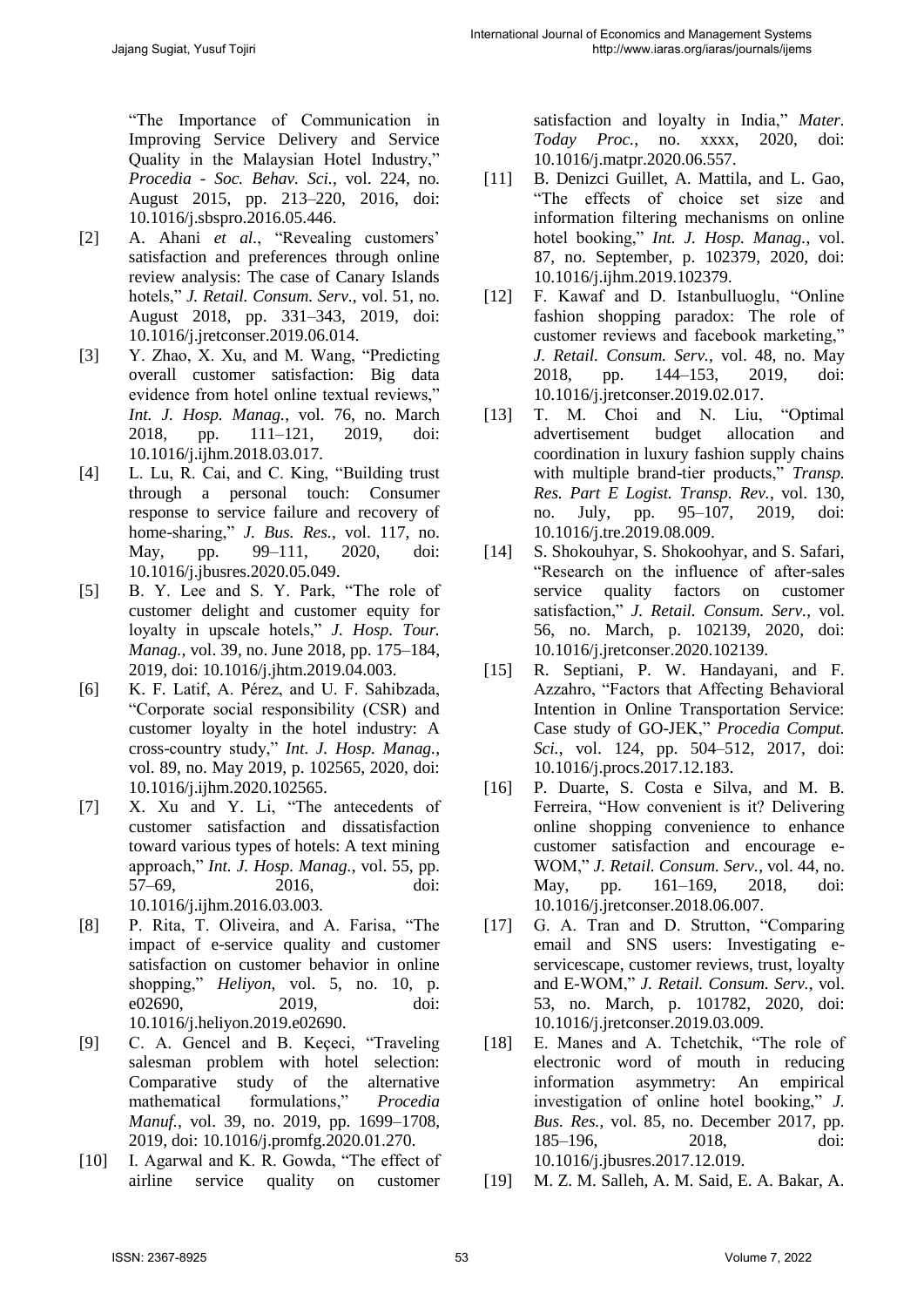"The Importance of Communication in Improving Service Delivery and Service Quality in the Malaysian Hotel Industry," *Procedia - Soc. Behav. Sci.*, vol. 224, no. August 2015, pp. 213–220, 2016, doi: 10.1016/j.sbspro.2016.05.446.

[2] A. Ahani *et al.*, "Revealing customers' satisfaction and preferences through online review analysis: The case of Canary Islands hotels," *J. Retail. Consum. Serv.*, vol. 51, no. August 2018, pp. 331–343, 2019, doi: 10.1016/j.jretconser.2019.06.014.

[3] Y. Zhao, X. Xu, and M. Wang, "Predicting overall customer satisfaction: Big data evidence from hotel online textual reviews," *Int. J. Hosp. Manag.*, vol. 76, no. March 2018, pp. 111–121, 2019, doi: 10.1016/j.ijhm.2018.03.017.

[4] L. Lu, R. Cai, and C. King, "Building trust through a personal touch: Consumer response to service failure and recovery of home-sharing," *J. Bus. Res.*, vol. 117, no. May, pp. 99–111, 2020, doi: 10.1016/j.jbusres.2020.05.049.

[5] B. Y. Lee and S. Y. Park, "The role of customer delight and customer equity for loyalty in upscale hotels," *J. Hosp. Tour. Manag.*, vol. 39, no. June 2018, pp. 175–184, 2019, doi: 10.1016/j.jhtm.2019.04.003.

[6] K. F. Latif, A. Pérez, and U. F. Sahibzada, "Corporate social responsibility (CSR) and customer loyalty in the hotel industry: A cross-country study," *Int. J. Hosp. Manag.*, vol. 89, no. May 2019, p. 102565, 2020, doi: 10.1016/j.ijhm.2020.102565.

[7] X. Xu and Y. Li, "The antecedents of customer satisfaction and dissatisfaction toward various types of hotels: A text mining approach," *Int. J. Hosp. Manag.*, vol. 55, pp. 57–69, 2016, doi: 10.1016/j.ijhm.2016.03.003.

[8] P. Rita, T. Oliveira, and A. Farisa, "The impact of e-service quality and customer satisfaction on customer behavior in online shopping," *Heliyon*, vol. 5, no. 10, p. e02690, 2019, doi: 10.1016/j.heliyon.2019.e02690.

[9] C. A. Gencel and B. Keçeci, "Traveling salesman problem with hotel selection: Comparative study of the alternative mathematical formulations," *Procedia Manuf.*, vol. 39, no. 2019, pp. 1699–1708, 2019, doi: 10.1016/j.promfg.2020.01.270.

[10] I. Agarwal and K. R. Gowda, "The effect of airline service quality on customer satisfaction and loyalty in India," *Mater. Today Proc.*, no. xxxx, 2020, doi: 10.1016/j.matpr.2020.06.557.

[11] B. Denizci Guillet, A. Mattila, and L. Gao, "The effects of choice set size and information filtering mechanisms on online hotel booking," *Int. J. Hosp. Manag.*, vol. 87, no. September, p. 102379, 2020, doi: 10.1016/j.ijhm.2019.102379.

[12] F. Kawaf and D. Istanbulluoglu, "Online fashion shopping paradox: The role of customer reviews and facebook marketing," *J. Retail. Consum. Serv.*, vol. 48, no. May 2018, pp. 144–153, 2019, doi: 10.1016/j.jretconser.2019.02.017.

[13] T. M. Choi and N. Liu, "Optimal advertisement budget allocation and coordination in luxury fashion supply chains with multiple brand-tier products," *Transp. Res. Part E Logist. Transp. Rev.*, vol. 130, no. July, pp. 95–107, 2019, doi: 10.1016/j.tre.2019.08.009.

[14] S. Shokouhyar, S. Shokoohyar, and S. Safari, "Research on the influence of after-sales service quality factors on customer satisfaction," *J. Retail. Consum. Serv.*, vol. 56, no. March, p. 102139, 2020, doi: 10.1016/j.jretconser.2020.102139.

[15] R. Septiani, P. W. Handayani, and F. Azzahro, "Factors that Affecting Behavioral Intention in Online Transportation Service: Case study of GO-JEK," *Procedia Comput. Sci.*, vol. 124, pp. 504–512, 2017, doi: 10.1016/j.procs.2017.12.183.

[16] P. Duarte, S. Costa e Silva, and M. B. Ferreira, "How convenient is it? Delivering online shopping convenience to enhance customer satisfaction and encourage e-WOM," *J. Retail. Consum. Serv.*, vol. 44, no. May, pp. 161–169, 2018, doi: 10.1016/j.jretconser.2018.06.007.

[17] G. A. Tran and D. Strutton, "Comparing email and SNS users: Investigating e-servicescape, customer reviews, trust, loyalty and E-WOM," *J. Retail. Consum. Serv.*, vol. 53, no. March, p. 101782, 2020, doi: 10.1016/j.jretconser.2019.03.009.

[18] E. Manes and A. Tchetchik, "The role of electronic word of mouth in reducing information asymmetry: An empirical investigation of online hotel booking," *J. Bus. Res.*, vol. 85, no. December 2017, pp. 185–196, 2018, doi: 10.1016/j.jbusres.2017.12.019.

[19] M. Z. M. Salleh, A. M. Said, E. A. Bakar, A.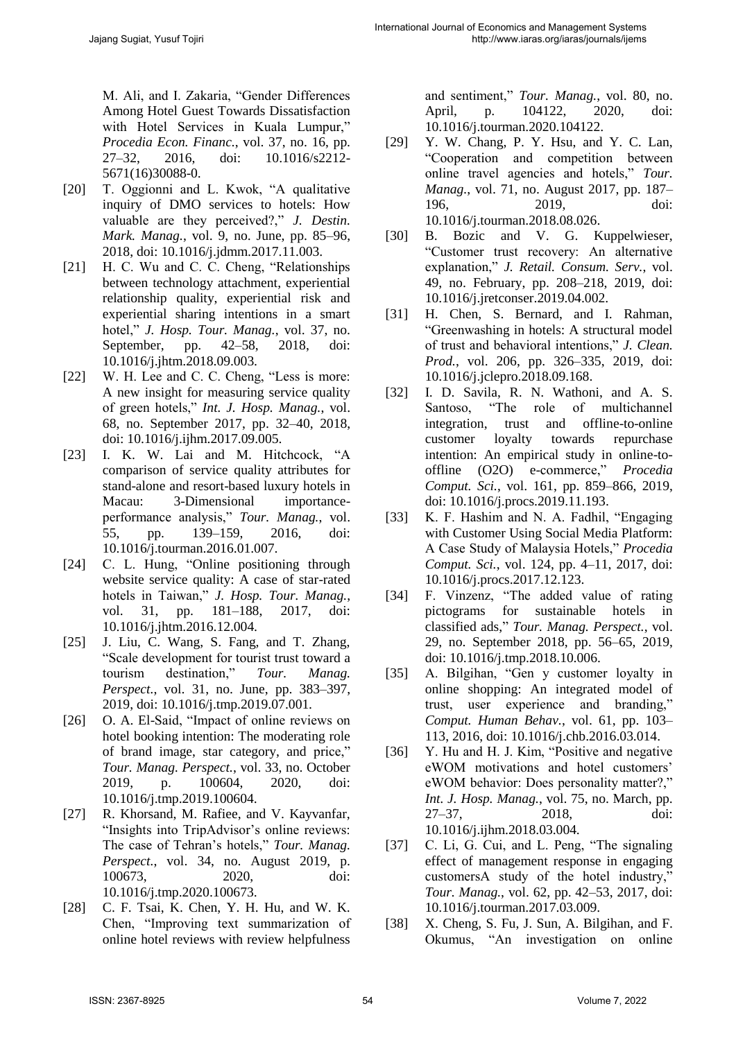M. Ali, and I. Zakaria, "Gender Differences Among Hotel Guest Towards Dissatisfaction with Hotel Services in Kuala Lumpur," *Procedia Econ. Financ.*, vol. 37, no. 16, pp. 27–32, 2016, doi: 10.1016/s2212-5671(16)30088-0.

[20] T. Oggionni and L. Kwok, "A qualitative inquiry of DMO services to hotels: How valuable are they perceived?," *J. Destin. Mark. Manag.*, vol. 9, no. June, pp. 85–96, 2018, doi: 10.1016/j.jdmm.2017.11.003.

[21] H. C. Wu and C. C. Cheng, "Relationships between technology attachment, experiential relationship quality, experiential risk and experiential sharing intentions in a smart hotel," *J. Hosp. Tour. Manag.*, vol. 37, no. September, pp. 42–58, 2018, doi: 10.1016/j.jhtm.2018.09.003.

[22] W. H. Lee and C. C. Cheng, "Less is more: A new insight for measuring service quality of green hotels," *Int. J. Hosp. Manag.*, vol. 68, no. September 2017, pp. 32–40, 2018, doi: 10.1016/j.ijhm.2017.09.005.

[23] I. K. W. Lai and M. Hitchcock, "A comparison of service quality attributes for stand-alone and resort-based luxury hotels in Macau: 3-Dimensional importance-performance analysis," *Tour. Manag.*, vol. 55, pp. 139–159, 2016, doi: 10.1016/j.tourman.2016.01.007.

[24] C. L. Hung, "Online positioning through website service quality: A case of star-rated hotels in Taiwan," *J. Hosp. Tour. Manag.*, vol. 31, pp. 181–188, 2017, doi: 10.1016/j.jhtm.2016.12.004.

[25] J. Liu, C. Wang, S. Fang, and T. Zhang, "Scale development for tourist trust toward a tourism destination," *Tour. Manag. Perspect.*, vol. 31, no. June, pp. 383–397, 2019, doi: 10.1016/j.tmp.2019.07.001.

[26] O. A. El-Said, "Impact of online reviews on hotel booking intention: The moderating role of brand image, star category, and price," *Tour. Manag. Perspect.*, vol. 33, no. October 2019, p. 100604, 2020, doi: 10.1016/j.tmp.2019.100604.

[27] R. Khorsand, M. Rafiee, and V. Kayvanfar, "Insights into TripAdvisor's online reviews: The case of Tehran's hotels," *Tour. Manag. Perspect.*, vol. 34, no. August 2019, p. 100673, 2020, doi: 10.1016/j.tmp.2020.100673.

[28] C. F. Tsai, K. Chen, Y. H. Hu, and W. K. Chen, "Improving text summarization of online hotel reviews with review helpfulness and sentiment," *Tour. Manag.*, vol. 80, no. April, p. 104122, 2020, doi: 10.1016/j.tourman.2020.104122.

[29] Y. W. Chang, P. Y. Hsu, and Y. C. Lan, "Cooperation and competition between online travel agencies and hotels," *Tour. Manag.*, vol. 71, no. August 2017, pp. 187–196, 2019, doi: 10.1016/j.tourman.2018.08.026.

[30] B. Bozic and V. G. Kuppelwieser, "Customer trust recovery: An alternative explanation," *J. Retail. Consum. Serv.*, vol. 49, no. February, pp. 208–218, 2019, doi: 10.1016/j.jretconser.2019.04.002.

[31] H. Chen, S. Bernard, and I. Rahman, "Greenwashing in hotels: A structural model of trust and behavioral intentions," *J. Clean. Prod.*, vol. 206, pp. 326–335, 2019, doi: 10.1016/j.jclepro.2018.09.168.

[32] I. D. Savila, R. N. Wathoni, and A. S. Santoso, "The role of multichannel integration, trust and offline-to-online customer loyalty towards repurchase intention: An empirical study in online-to-offline (O2O) e-commerce," *Procedia Comput. Sci.*, vol. 161, pp. 859–866, 2019, doi: 10.1016/j.procs.2019.11.193.

[33] K. F. Hashim and N. A. Fadhil, "Engaging with Customer Using Social Media Platform: A Case Study of Malaysia Hotels," *Procedia Comput. Sci.*, vol. 124, pp. 4–11, 2017, doi: 10.1016/j.procs.2017.12.123.

[34] F. Vinzenz, "The added value of rating pictograms for sustainable hotels in classified ads," *Tour. Manag. Perspect.*, vol. 29, no. September 2018, pp. 56–65, 2019, doi: 10.1016/j.tmp.2018.10.006.

[35] A. Bilgihan, "Gen y customer loyalty in online shopping: An integrated model of trust, user experience and branding," *Comput. Human Behav.*, vol. 61, pp. 103–113, 2016, doi: 10.1016/j.chb.2016.03.014.

[36] Y. Hu and H. J. Kim, "Positive and negative eWOM motivations and hotel customers' eWOM behavior: Does personality matter?," *Int. J. Hosp. Manag.*, vol. 75, no. March, pp. 27–37, 2018, doi: 10.1016/j.ijhm.2018.03.004.

[37] C. Li, G. Cui, and L. Peng, "The signaling effect of management response in engaging customersA study of the hotel industry," *Tour. Manag.*, vol. 62, pp. 42–53, 2017, doi: 10.1016/j.tourman.2017.03.009.

[38] X. Cheng, S. Fu, J. Sun, A. Bilgihan, and F. Okumus, "An investigation on online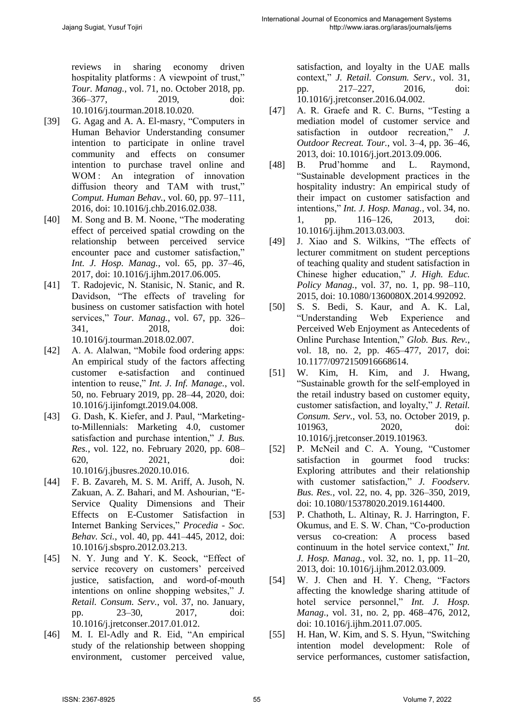reviews in sharing economy driven hospitality platforms : A viewpoint of trust," *Tour. Manag.*, vol. 71, no. October 2018, pp. 366–377, 2019, doi: 10.1016/j.tourman.2018.10.020.

[39] G. Agag and A. A. El-masry, "Computers in Human Behavior Understanding consumer intention to participate in online travel community and effects on consumer intention to purchase travel online and WOM : An integration of innovation diffusion theory and TAM with trust," *Comput. Human Behav.*, vol. 60, pp. 97–111, 2016, doi: 10.1016/j.chb.2016.02.038.

[40] M. Song and B. M. Noone, "The moderating effect of perceived spatial crowding on the relationship between perceived service encounter pace and customer satisfaction," *Int. J. Hosp. Manag.*, vol. 65, pp. 37–46, 2017, doi: 10.1016/j.ijhm.2017.06.005.

[41] T. Radojevic, N. Stanisic, N. Stanic, and R. Davidson, "The effects of traveling for business on customer satisfaction with hotel services," *Tour. Manag.*, vol. 67, pp. 326–341, 2018, doi: 10.1016/j.tourman.2018.02.007.

[42] A. A. Alalwan, "Mobile food ordering apps: An empirical study of the factors affecting customer e-satisfaction and continued intention to reuse," *Int. J. Inf. Manage.*, vol. 50, no. February 2019, pp. 28–44, 2020, doi: 10.1016/j.ijinfomgt.2019.04.008.

[43] G. Dash, K. Kiefer, and J. Paul, "Marketing-to-Millennials: Marketing 4.0, customer satisfaction and purchase intention," *J. Bus. Res.*, vol. 122, no. February 2020, pp. 608–620, 2021, doi: 10.1016/j.jbusres.2020.10.016.

[44] F. B. Zavareh, M. S. M. Ariff, A. Jusoh, N. Zakuan, A. Z. Bahari, and M. Ashourian, "E-Service Quality Dimensions and Their Effects on E-Customer Satisfaction in Internet Banking Services," *Procedia - Soc. Behav. Sci.*, vol. 40, pp. 441–445, 2012, doi: 10.1016/j.sbspro.2012.03.213.

[45] N. Y. Jung and Y. K. Seock, "Effect of service recovery on customers' perceived justice, satisfaction, and word-of-mouth intentions on online shopping websites," *J. Retail. Consum. Serv.*, vol. 37, no. January, pp. 23–30, 2017, doi: 10.1016/j.jretconser.2017.01.012.

[46] M. I. El-Adly and R. Eid, "An empirical study of the relationship between shopping environment, customer perceived value, satisfaction, and loyalty in the UAE malls context," *J. Retail. Consum. Serv.*, vol. 31, pp. 217–227, 2016, doi: 10.1016/j.jretconser.2016.04.002.

[47] A. R. Graefe and R. C. Burns, "Testing a mediation model of customer service and satisfaction in outdoor recreation," *J. Outdoor Recreat. Tour.*, vol. 3–4, pp. 36–46, 2013, doi: 10.1016/j.jort.2013.09.006.

[48] B. Prud'homme and L. Raymond, "Sustainable development practices in the hospitality industry: An empirical study of their impact on customer satisfaction and intentions," *Int. J. Hosp. Manag.*, vol. 34, no. 1, pp. 116–126, 2013, doi: 10.1016/j.ijhm.2013.03.003.

[49] J. Xiao and S. Wilkins, "The effects of lecturer commitment on student perceptions of teaching quality and student satisfaction in Chinese higher education," *J. High. Educ. Policy Manag.*, vol. 37, no. 1, pp. 98–110, 2015, doi: 10.1080/1360080X.2014.992092.

[50] S. S. Bedi, S. Kaur, and A. K. Lal, "Understanding Web Experience and Perceived Web Enjoyment as Antecedents of Online Purchase Intention," *Glob. Bus. Rev.*, vol. 18, no. 2, pp. 465–477, 2017, doi: 10.1177/0972150916668614.

[51] W. Kim, H. Kim, and J. Hwang, "Sustainable growth for the self-employed in the retail industry based on customer equity, customer satisfaction, and loyalty," *J. Retail. Consum. Serv.*, vol. 53, no. October 2019, p. 101963, 2020, doi: 10.1016/j.jretconser.2019.101963.

[52] P. McNeil and C. A. Young, "Customer satisfaction in gourmet food trucks: Exploring attributes and their relationship with customer satisfaction," *J. Foodserv. Bus. Res.*, vol. 22, no. 4, pp. 326–350, 2019, doi: 10.1080/15378020.2019.1614400.

[53] P. Chathoth, L. Altinay, R. J. Harrington, F. Okumus, and E. S. W. Chan, "Co-production versus co-creation: A process based continuum in the hotel service context," *Int. J. Hosp. Manag.*, vol. 32, no. 1, pp. 11–20, 2013, doi: 10.1016/j.ijhm.2012.03.009.

[54] W. J. Chen and H. Y. Cheng, "Factors affecting the knowledge sharing attitude of hotel service personnel," *Int. J. Hosp. Manag.*, vol. 31, no. 2, pp. 468–476, 2012, doi: 10.1016/j.ijhm.2011.07.005.

[55] H. Han, W. Kim, and S. S. Hyun, "Switching intention model development: Role of service performances, customer satisfaction,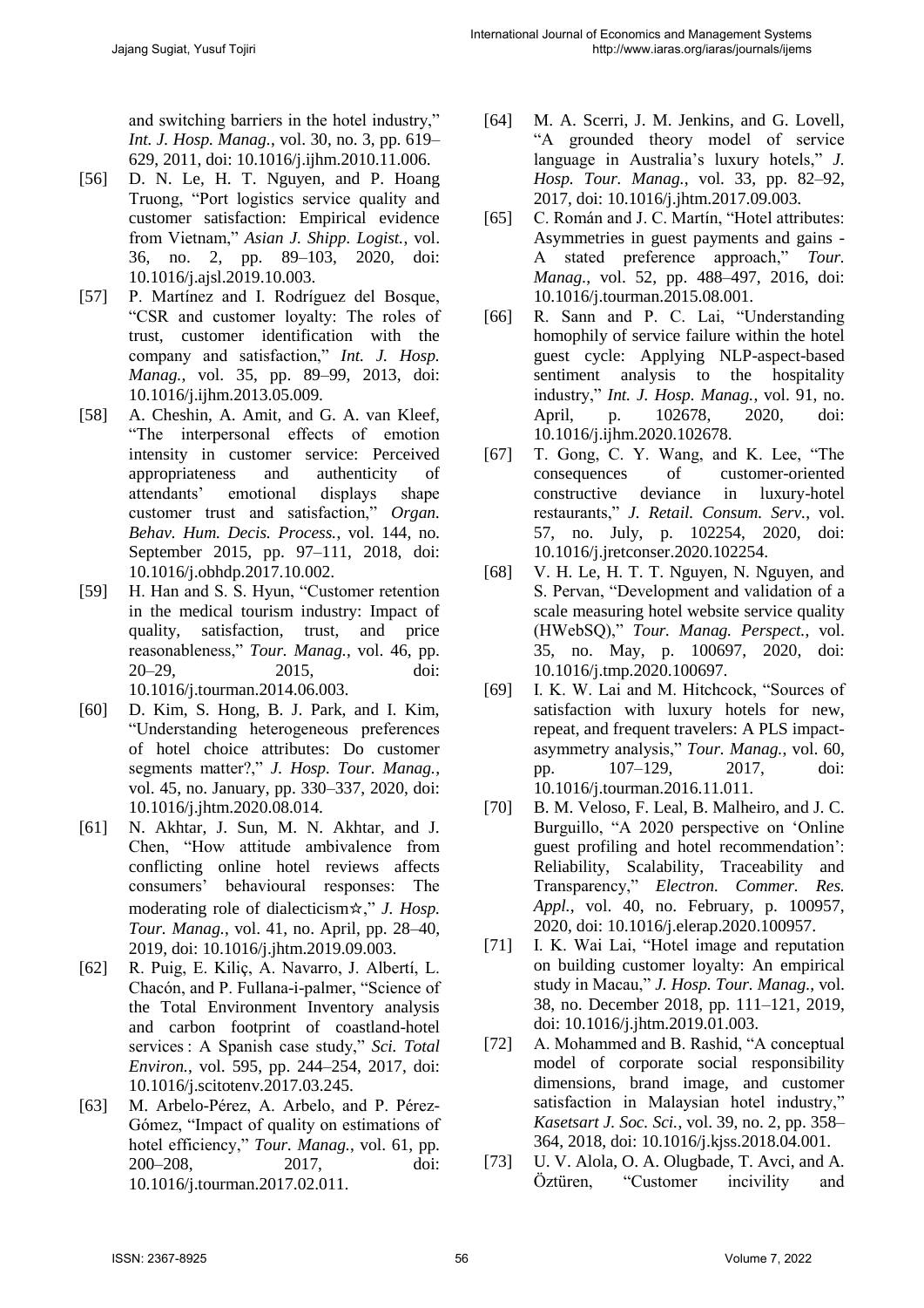and switching barriers in the hotel industry," *Int. J. Hosp. Manag.*, vol. 30, no. 3, pp. 619–629, 2011, doi: 10.1016/j.ijhm.2010.11.006.

[56] D. N. Le, H. T. Nguyen, and P. Hoang Truong, "Port logistics service quality and customer satisfaction: Empirical evidence from Vietnam," *Asian J. Shipp. Logist.*, vol. 36, no. 2, pp. 89–103, 2020, doi: 10.1016/j.ajsl.2019.10.003.

[57] P. Martínez and I. Rodríguez del Bosque, "CSR and customer loyalty: The roles of trust, customer identification with the company and satisfaction," *Int. J. Hosp. Manag.*, vol. 35, pp. 89–99, 2013, doi: 10.1016/j.ijhm.2013.05.009.

[58] A. Cheshin, A. Amit, and G. A. van Kleef, "The interpersonal effects of emotion intensity in customer service: Perceived appropriateness and authenticity of attendants' emotional displays shape customer trust and satisfaction," *Organ. Behav. Hum. Decis. Process.*, vol. 144, no. September 2015, pp. 97–111, 2018, doi: 10.1016/j.obhdp.2017.10.002.

[59] H. Han and S. S. Hyun, "Customer retention in the medical tourism industry: Impact of quality, satisfaction, trust, and price reasonableness," *Tour. Manag.*, vol. 46, pp. 20–29, 2015, doi: 10.1016/j.tourman.2014.06.003.

[60] D. Kim, S. Hong, B. J. Park, and I. Kim, "Understanding heterogeneous preferences of hotel choice attributes: Do customer segments matter?," *J. Hosp. Tour. Manag.*, vol. 45, no. January, pp. 330–337, 2020, doi: 10.1016/j.jhtm.2020.08.014.

[61] N. Akhtar, J. Sun, M. N. Akhtar, and J. Chen, "How attitude ambivalence from conflicting online hotel reviews affects consumers' behavioural responses: The moderating role of dialecticism☆," *J. Hosp. Tour. Manag.*, vol. 41, no. April, pp. 28–40, 2019, doi: 10.1016/j.jhtm.2019.09.003.

[62] R. Puig, E. Kiliç, A. Navarro, J. Albertí, L. Chacón, and P. Fullana-i-palmer, "Science of the Total Environment Inventory analysis and carbon footprint of coastland-hotel services : A Spanish case study," *Sci. Total Environ.*, vol. 595, pp. 244–254, 2017, doi: 10.1016/j.scitotenv.2017.03.245.

[63] M. Arbelo-Pérez, A. Arbelo, and P. Pérez-Gómez, "Impact of quality on estimations of hotel efficiency," *Tour. Manag.*, vol. 61, pp. 200–208, 2017, doi: 10.1016/j.tourman.2017.02.011.

[64] M. A. Scerri, J. M. Jenkins, and G. Lovell, "A grounded theory model of service language in Australia's luxury hotels," *J. Hosp. Tour. Manag.*, vol. 33, pp. 82–92, 2017, doi: 10.1016/j.jhtm.2017.09.003.

[65] C. Román and J. C. Martín, "Hotel attributes: Asymmetries in guest payments and gains - A stated preference approach," *Tour. Manag.*, vol. 52, pp. 488–497, 2016, doi: 10.1016/j.tourman.2015.08.001.

[66] R. Sann and P. C. Lai, "Understanding homophily of service failure within the hotel guest cycle: Applying NLP-aspect-based sentiment analysis to the hospitality industry," *Int. J. Hosp. Manag.*, vol. 91, no. April, p. 102678, 2020, doi: 10.1016/j.ijhm.2020.102678.

[67] T. Gong, C. Y. Wang, and K. Lee, "The consequences of customer-oriented constructive deviance in luxury-hotel restaurants," *J. Retail. Consum. Serv.*, vol. 57, no. July, p. 102254, 2020, doi: 10.1016/j.jretconser.2020.102254.

[68] V. H. Le, H. T. T. Nguyen, N. Nguyen, and S. Pervan, "Development and validation of a scale measuring hotel website service quality (HWebSQ)," *Tour. Manag. Perspect.*, vol. 35, no. May, p. 100697, 2020, doi: 10.1016/j.tmp.2020.100697.

[69] I. K. W. Lai and M. Hitchcock, "Sources of satisfaction with luxury hotels for new, repeat, and frequent travelers: A PLS impact-asymmetry analysis," *Tour. Manag.*, vol. 60, pp. 107–129, 2017, doi: 10.1016/j.tourman.2016.11.011.

[70] B. M. Veloso, F. Leal, B. Malheiro, and J. C. Burguillo, "A 2020 perspective on 'Online guest profiling and hotel recommendation': Reliability, Scalability, Traceability and Transparency," *Electron. Commer. Res. Appl.*, vol. 40, no. February, p. 100957, 2020, doi: 10.1016/j.elerap.2020.100957.

[71] I. K. Wai Lai, "Hotel image and reputation on building customer loyalty: An empirical study in Macau," *J. Hosp. Tour. Manag.*, vol. 38, no. December 2018, pp. 111–121, 2019, doi: 10.1016/j.jhtm.2019.01.003.

[72] A. Mohammed and B. Rashid, "A conceptual model of corporate social responsibility dimensions, brand image, and customer satisfaction in Malaysian hotel industry," *Kasetsart J. Soc. Sci.*, vol. 39, no. 2, pp. 358–364, 2018, doi: 10.1016/j.kjss.2018.04.001.

[73] U. V. Alola, O. A. Olugbade, T. Avci, and A. Öztüren, "Customer incivility and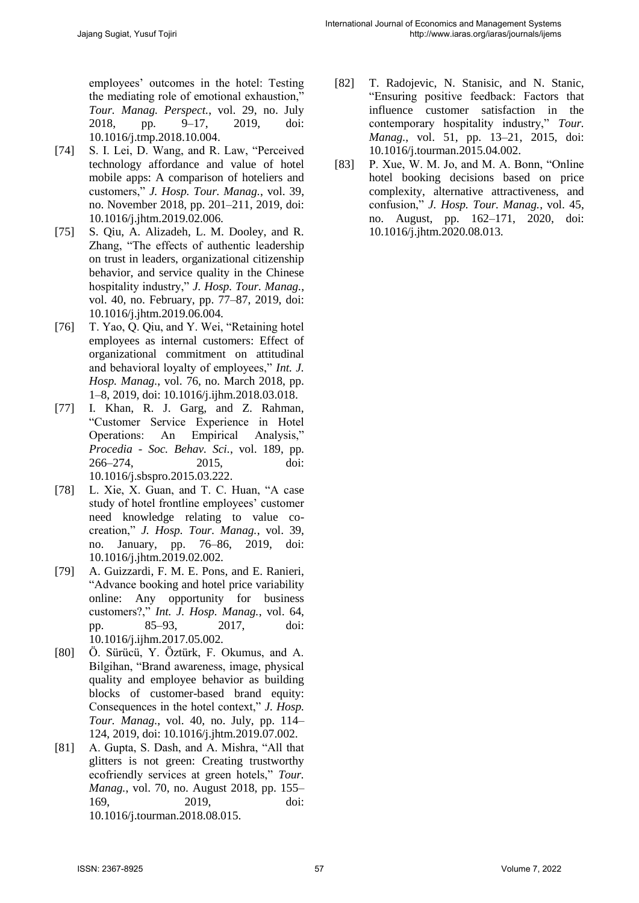employees' outcomes in the hotel: Testing the mediating role of emotional exhaustion," *Tour. Manag. Perspect.*, vol. 29, no. July 2018, pp. 9–17, 2019, doi: 10.1016/j.tmp.2018.10.004.

[74] S. I. Lei, D. Wang, and R. Law, "Perceived technology affordance and value of hotel mobile apps: A comparison of hoteliers and customers," *J. Hosp. Tour. Manag.*, vol. 39, no. November 2018, pp. 201–211, 2019, doi: 10.1016/j.jhtm.2019.02.006.

[75] S. Qiu, A. Alizadeh, L. M. Dooley, and R. Zhang, "The effects of authentic leadership on trust in leaders, organizational citizenship behavior, and service quality in the Chinese hospitality industry," *J. Hosp. Tour. Manag.*, vol. 40, no. February, pp. 77–87, 2019, doi: 10.1016/j.jhtm.2019.06.004.

[76] T. Yao, Q. Qiu, and Y. Wei, "Retaining hotel employees as internal customers: Effect of organizational commitment on attitudinal and behavioral loyalty of employees," *Int. J. Hosp. Manag.*, vol. 76, no. March 2018, pp. 1–8, 2019, doi: 10.1016/j.ijhm.2018.03.018.

[77] I. Khan, R. J. Garg, and Z. Rahman, "Customer Service Experience in Hotel Operations: An Empirical Analysis," *Procedia - Soc. Behav. Sci.*, vol. 189, pp. 266–274, 2015, doi: 10.1016/j.sbspro.2015.03.222.

[78] L. Xie, X. Guan, and T. C. Huan, "A case study of hotel frontline employees' customer need knowledge relating to value co-creation," *J. Hosp. Tour. Manag.*, vol. 39, no. January, pp. 76–86, 2019, doi: 10.1016/j.jhtm.2019.02.002.

[79] A. Guizzardi, F. M. E. Pons, and E. Ranieri, "Advance booking and hotel price variability online: Any opportunity for business customers?," *Int. J. Hosp. Manag.*, vol. 64, pp. 85–93, 2017, doi: 10.1016/j.ijhm.2017.05.002.

[80] Ö. Sürücü, Y. Öztürk, F. Okumus, and A. Bilgihan, "Brand awareness, image, physical quality and employee behavior as building blocks of customer-based brand equity: Consequences in the hotel context," *J. Hosp. Tour. Manag.*, vol. 40, no. July, pp. 114–124, 2019, doi: 10.1016/j.jhtm.2019.07.002.

[81] A. Gupta, S. Dash, and A. Mishra, "All that glitters is not green: Creating trustworthy ecofriendly services at green hotels," *Tour. Manag.*, vol. 70, no. August 2018, pp. 155–169, 2019, doi: 10.1016/j.tourman.2018.08.015.

[82] T. Radojevic, N. Stanisic, and N. Stanic, "Ensuring positive feedback: Factors that influence customer satisfaction in the contemporary hospitality industry," *Tour. Manag.*, vol. 51, pp. 13–21, 2015, doi: 10.1016/j.tourman.2015.04.002.

[83] P. Xue, W. M. Jo, and M. A. Bonn, "Online hotel booking decisions based on price complexity, alternative attractiveness, and confusion," *J. Hosp. Tour. Manag.*, vol. 45, no. August, pp. 162–171, 2020, doi: 10.1016/j.jhtm.2020.08.013.